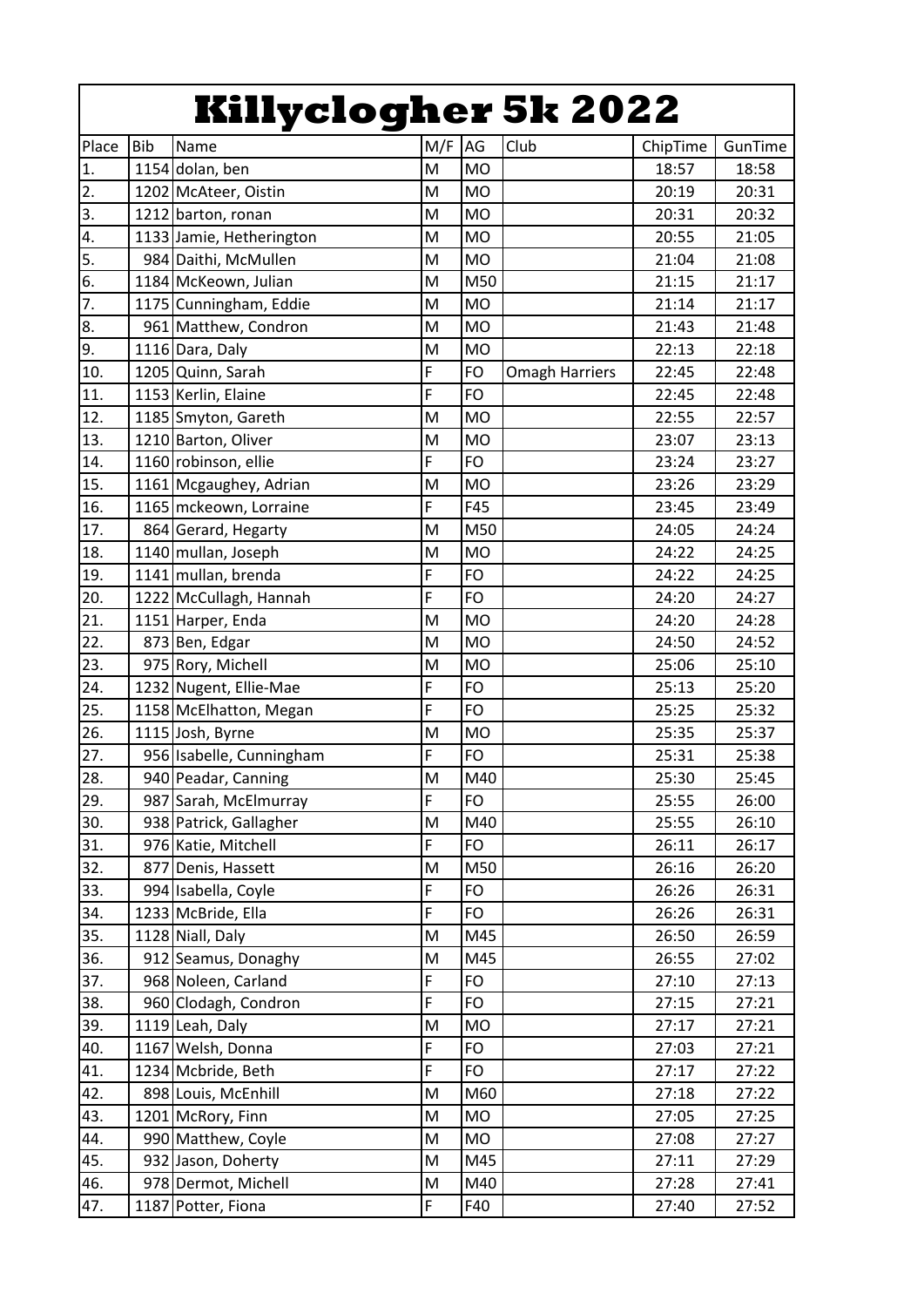# Killyclogher 5k 2022

| Place | Bib | Name | M/F | AG | Club | ChipTime | GunTime |
|---|---|---|---|---|---|---|---|
| 1. | 1154 | dolan, ben | M | MO | | 18:57 | 18:58 |
| 2. | 1202 | McAteer, Oistin | M | MO | | 20:19 | 20:31 |
| 3. | 1212 | barton, ronan | M | MO | | 20:31 | 20:32 |
| 4. | 1133 | Jamie, Hetherington | M | MO | | 20:55 | 21:05 |
| 5. | 984 | Daithi, McMullen | M | MO | | 21:04 | 21:08 |
| 6. | 1184 | McKeown, Julian | M | M50 | | 21:15 | 21:17 |
| 7. | 1175 | Cunningham, Eddie | M | MO | | 21:14 | 21:17 |
| 8. | 961 | Matthew, Condron | M | MO | | 21:43 | 21:48 |
| 9. | 1116 | Dara, Daly | M | MO | | 22:13 | 22:18 |
| 10. | 1205 | Quinn, Sarah | F | FO | Omagh Harriers | 22:45 | 22:48 |
| 11. | 1153 | Kerlin, Elaine | F | FO | | 22:45 | 22:48 |
| 12. | 1185 | Smyton, Gareth | M | MO | | 22:55 | 22:57 |
| 13. | 1210 | Barton, Oliver | M | MO | | 23:07 | 23:13 |
| 14. | 1160 | robinson, ellie | F | FO | | 23:24 | 23:27 |
| 15. | 1161 | Mcgaughey, Adrian | M | MO | | 23:26 | 23:29 |
| 16. | 1165 | mckeown, Lorraine | F | F45 | | 23:45 | 23:49 |
| 17. | 864 | Gerard, Hegarty | M | M50 | | 24:05 | 24:24 |
| 18. | 1140 | mullan, Joseph | M | MO | | 24:22 | 24:25 |
| 19. | 1141 | mullan, brenda | F | FO | | 24:22 | 24:25 |
| 20. | 1222 | McCullagh, Hannah | F | FO | | 24:20 | 24:27 |
| 21. | 1151 | Harper, Enda | M | MO | | 24:20 | 24:28 |
| 22. | 873 | Ben, Edgar | M | MO | | 24:50 | 24:52 |
| 23. | 975 | Rory, Michell | M | MO | | 25:06 | 25:10 |
| 24. | 1232 | Nugent, Ellie-Mae | F | FO | | 25:13 | 25:20 |
| 25. | 1158 | McElhatton, Megan | F | FO | | 25:25 | 25:32 |
| 26. | 1115 | Josh, Byrne | M | MO | | 25:35 | 25:37 |
| 27. | 956 | Isabelle, Cunningham | F | FO | | 25:31 | 25:38 |
| 28. | 940 | Peadar, Canning | M | M40 | | 25:30 | 25:45 |
| 29. | 987 | Sarah, McElmurray | F | FO | | 25:55 | 26:00 |
| 30. | 938 | Patrick, Gallagher | M | M40 | | 25:55 | 26:10 |
| 31. | 976 | Katie, Mitchell | F | FO | | 26:11 | 26:17 |
| 32. | 877 | Denis, Hassett | M | M50 | | 26:16 | 26:20 |
| 33. | 994 | Isabella, Coyle | F | FO | | 26:26 | 26:31 |
| 34. | 1233 | McBride, Ella | F | FO | | 26:26 | 26:31 |
| 35. | 1128 | Niall, Daly | M | M45 | | 26:50 | 26:59 |
| 36. | 912 | Seamus, Donaghy | M | M45 | | 26:55 | 27:02 |
| 37. | 968 | Noleen, Carland | F | FO | | 27:10 | 27:13 |
| 38. | 960 | Clodagh, Condron | F | FO | | 27:15 | 27:21 |
| 39. | 1119 | Leah, Daly | M | MO | | 27:17 | 27:21 |
| 40. | 1167 | Welsh, Donna | F | FO | | 27:03 | 27:21 |
| 41. | 1234 | Mcbride, Beth | F | FO | | 27:17 | 27:22 |
| 42. | 898 | Louis, McEnhill | M | M60 | | 27:18 | 27:22 |
| 43. | 1201 | McRory, Finn | M | MO | | 27:05 | 27:25 |
| 44. | 990 | Matthew, Coyle | M | MO | | 27:08 | 27:27 |
| 45. | 932 | Jason, Doherty | M | M45 | | 27:11 | 27:29 |
| 46. | 978 | Dermot, Michell | M | M40 | | 27:28 | 27:41 |
| 47. | 1187 | Potter, Fiona | F | F40 | | 27:40 | 27:52 |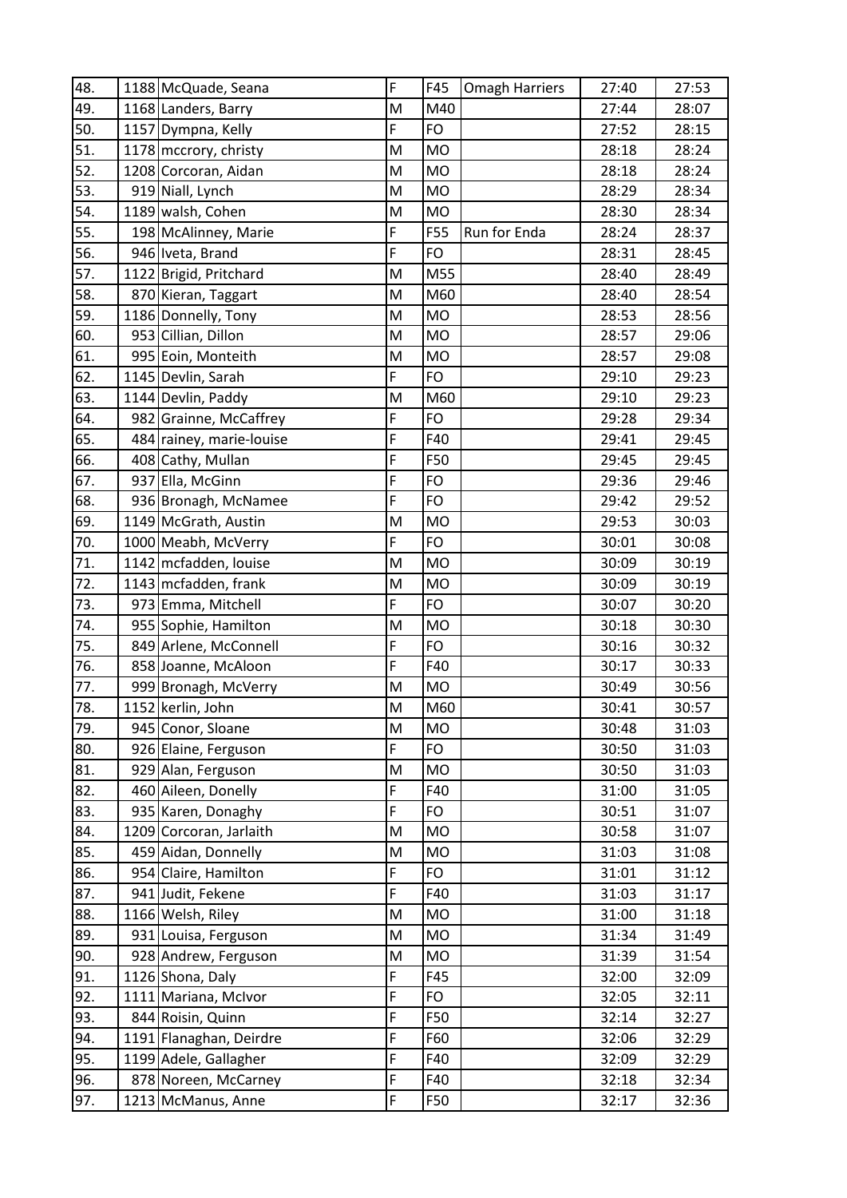| 48. | 1188 | McQuade, Seana | F | F45 | Omagh Harriers | 27:40 | 27:53 |
|---|---|---|---|---|---|---|---|
| 49. | 1168 | Landers, Barry | M | M40 | | 27:44 | 28:07 |
| 50. | 1157 | Dympna, Kelly | F | FO | | 27:52 | 28:15 |
| 51. | 1178 | mccrory, christy | M | MO | | 28:18 | 28:24 |
| 52. | 1208 | Corcoran, Aidan | M | MO | | 28:18 | 28:24 |
| 53. | 919 | Niall, Lynch | M | MO | | 28:29 | 28:34 |
| 54. | 1189 | walsh, Cohen | M | MO | | 28:30 | 28:34 |
| 55. | 198 | McAlinney, Marie | F | F55 | Run for Enda | 28:24 | 28:37 |
| 56. | 946 | Iveta, Brand | F | FO | | 28:31 | 28:45 |
| 57. | 1122 | Brigid, Pritchard | M | M55 | | 28:40 | 28:49 |
| 58. | 870 | Kieran, Taggart | M | M60 | | 28:40 | 28:54 |
| 59. | 1186 | Donnelly, Tony | M | MO | | 28:53 | 28:56 |
| 60. | 953 | Cillian, Dillon | M | MO | | 28:57 | 29:06 |
| 61. | 995 | Eoin, Monteith | M | MO | | 28:57 | 29:08 |
| 62. | 1145 | Devlin, Sarah | F | FO | | 29:10 | 29:23 |
| 63. | 1144 | Devlin, Paddy | M | M60 | | 29:10 | 29:23 |
| 64. | 982 | Grainne, McCaffrey | F | FO | | 29:28 | 29:34 |
| 65. | 484 | rainey, marie-louise | F | F40 | | 29:41 | 29:45 |
| 66. | 408 | Cathy, Mullan | F | F50 | | 29:45 | 29:45 |
| 67. | 937 | Ella, McGinn | F | FO | | 29:36 | 29:46 |
| 68. | 936 | Bronagh, McNamee | F | FO | | 29:42 | 29:52 |
| 69. | 1149 | McGrath, Austin | M | MO | | 29:53 | 30:03 |
| 70. | 1000 | Meabh, McVerry | F | FO | | 30:01 | 30:08 |
| 71. | 1142 | mcfadden, louise | M | MO | | 30:09 | 30:19 |
| 72. | 1143 | mcfadden, frank | M | MO | | 30:09 | 30:19 |
| 73. | 973 | Emma, Mitchell | F | FO | | 30:07 | 30:20 |
| 74. | 955 | Sophie, Hamilton | M | MO | | 30:18 | 30:30 |
| 75. | 849 | Arlene, McConnell | F | FO | | 30:16 | 30:32 |
| 76. | 858 | Joanne, McAloon | F | F40 | | 30:17 | 30:33 |
| 77. | 999 | Bronagh, McVerry | M | MO | | 30:49 | 30:56 |
| 78. | 1152 | kerlin, John | M | M60 | | 30:41 | 30:57 |
| 79. | 945 | Conor, Sloane | M | MO | | 30:48 | 31:03 |
| 80. | 926 | Elaine, Ferguson | F | FO | | 30:50 | 31:03 |
| 81. | 929 | Alan, Ferguson | M | MO | | 30:50 | 31:03 |
| 82. | 460 | Aileen, Donelly | F | F40 | | 31:00 | 31:05 |
| 83. | 935 | Karen, Donaghy | F | FO | | 30:51 | 31:07 |
| 84. | 1209 | Corcoran, Jarlaith | M | MO | | 30:58 | 31:07 |
| 85. | 459 | Aidan, Donnelly | M | MO | | 31:03 | 31:08 |
| 86. | 954 | Claire, Hamilton | F | FO | | 31:01 | 31:12 |
| 87. | 941 | Judit, Fekene | F | F40 | | 31:03 | 31:17 |
| 88. | 1166 | Welsh, Riley | M | MO | | 31:00 | 31:18 |
| 89. | 931 | Louisa, Ferguson | M | MO | | 31:34 | 31:49 |
| 90. | 928 | Andrew, Ferguson | M | MO | | 31:39 | 31:54 |
| 91. | 1126 | Shona, Daly | F | F45 | | 32:00 | 32:09 |
| 92. | 1111 | Mariana, McIvor | F | FO | | 32:05 | 32:11 |
| 93. | 844 | Roisin, Quinn | F | F50 | | 32:14 | 32:27 |
| 94. | 1191 | Flanaghan, Deirdre | F | F60 | | 32:06 | 32:29 |
| 95. | 1199 | Adele, Gallagher | F | F40 | | 32:09 | 32:29 |
| 96. | 878 | Noreen, McCarney | F | F40 | | 32:18 | 32:34 |
| 97. | 1213 | McManus, Anne | F | F50 | | 32:17 | 32:36 |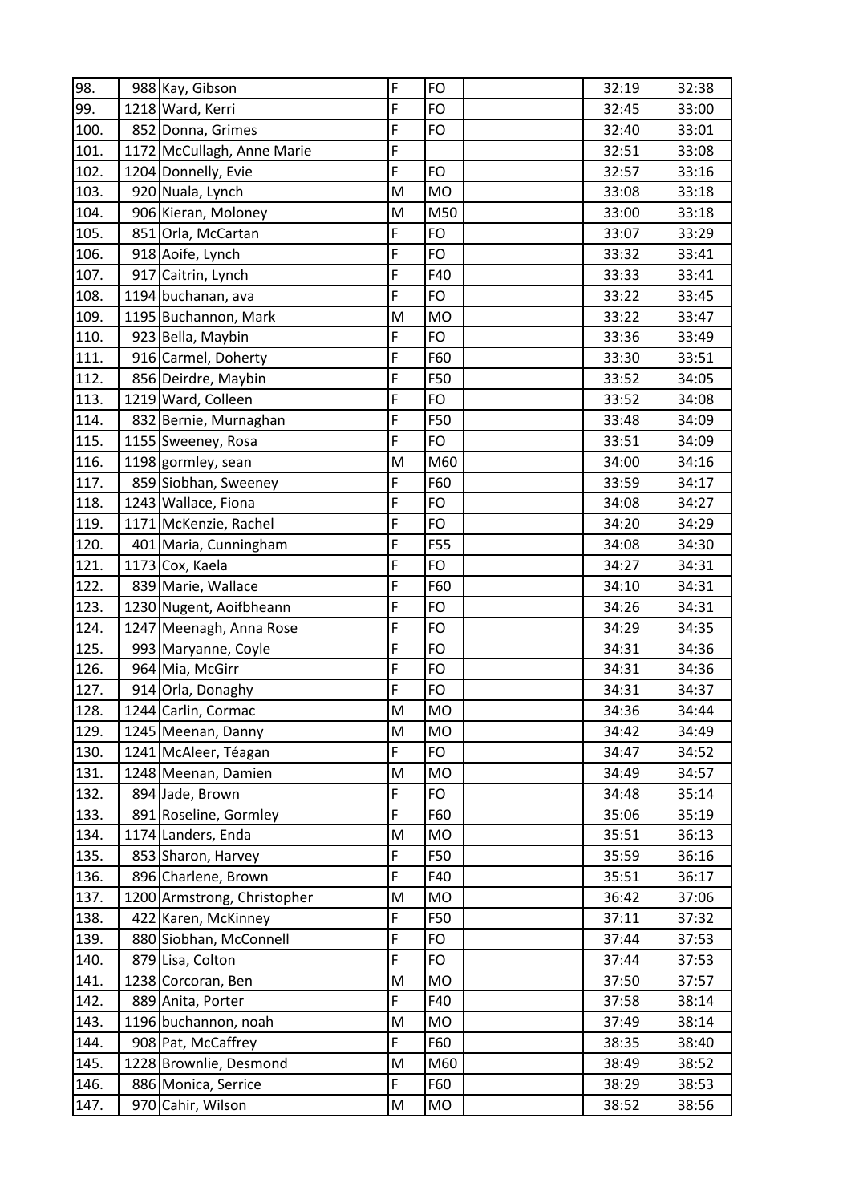| 98. | 988 | Kay, Gibson | F | FO | | 32:19 | 32:38 |
|---|---|---|---|---|---|---|---|
| 99. | 1218 | Ward, Kerri | F | FO | | 32:45 | 33:00 |
| 100. | 852 | Donna, Grimes | F | FO | | 32:40 | 33:01 |
| 101. | 1172 | McCullagh, Anne Marie | F | | | 32:51 | 33:08 |
| 102. | 1204 | Donnelly, Evie | F | FO | | 32:57 | 33:16 |
| 103. | 920 | Nuala, Lynch | M | MO | | 33:08 | 33:18 |
| 104. | 906 | Kieran, Moloney | M | M50 | | 33:00 | 33:18 |
| 105. | 851 | Orla, McCartan | F | FO | | 33:07 | 33:29 |
| 106. | 918 | Aoife, Lynch | F | FO | | 33:32 | 33:41 |
| 107. | 917 | Caitrin, Lynch | F | F40 | | 33:33 | 33:41 |
| 108. | 1194 | buchanan, ava | F | FO | | 33:22 | 33:45 |
| 109. | 1195 | Buchannon, Mark | M | MO | | 33:22 | 33:47 |
| 110. | 923 | Bella, Maybin | F | FO | | 33:36 | 33:49 |
| 111. | 916 | Carmel, Doherty | F | F60 | | 33:30 | 33:51 |
| 112. | 856 | Deirdre, Maybin | F | F50 | | 33:52 | 34:05 |
| 113. | 1219 | Ward, Colleen | F | FO | | 33:52 | 34:08 |
| 114. | 832 | Bernie, Murnaghan | F | F50 | | 33:48 | 34:09 |
| 115. | 1155 | Sweeney, Rosa | F | FO | | 33:51 | 34:09 |
| 116. | 1198 | gormley, sean | M | M60 | | 34:00 | 34:16 |
| 117. | 859 | Siobhan, Sweeney | F | F60 | | 33:59 | 34:17 |
| 118. | 1243 | Wallace, Fiona | F | FO | | 34:08 | 34:27 |
| 119. | 1171 | McKenzie, Rachel | F | FO | | 34:20 | 34:29 |
| 120. | 401 | Maria, Cunningham | F | F55 | | 34:08 | 34:30 |
| 121. | 1173 | Cox, Kaela | F | FO | | 34:27 | 34:31 |
| 122. | 839 | Marie, Wallace | F | F60 | | 34:10 | 34:31 |
| 123. | 1230 | Nugent, Aoifbheann | F | FO | | 34:26 | 34:31 |
| 124. | 1247 | Meenagh, Anna Rose | F | FO | | 34:29 | 34:35 |
| 125. | 993 | Maryanne, Coyle | F | FO | | 34:31 | 34:36 |
| 126. | 964 | Mia, McGirr | F | FO | | 34:31 | 34:36 |
| 127. | 914 | Orla, Donaghy | F | FO | | 34:31 | 34:37 |
| 128. | 1244 | Carlin, Cormac | M | MO | | 34:36 | 34:44 |
| 129. | 1245 | Meenan, Danny | M | MO | | 34:42 | 34:49 |
| 130. | 1241 | McAleer, Téagan | F | FO | | 34:47 | 34:52 |
| 131. | 1248 | Meenan, Damien | M | MO | | 34:49 | 34:57 |
| 132. | 894 | Jade, Brown | F | FO | | 34:48 | 35:14 |
| 133. | 891 | Roseline, Gormley | F | F60 | | 35:06 | 35:19 |
| 134. | 1174 | Landers, Enda | M | MO | | 35:51 | 36:13 |
| 135. | 853 | Sharon, Harvey | F | F50 | | 35:59 | 36:16 |
| 136. | 896 | Charlene, Brown | F | F40 | | 35:51 | 36:17 |
| 137. | 1200 | Armstrong, Christopher | M | MO | | 36:42 | 37:06 |
| 138. | 422 | Karen, McKinney | F | F50 | | 37:11 | 37:32 |
| 139. | 880 | Siobhan, McConnell | F | FO | | 37:44 | 37:53 |
| 140. | 879 | Lisa, Colton | F | FO | | 37:44 | 37:53 |
| 141. | 1238 | Corcoran, Ben | M | MO | | 37:50 | 37:57 |
| 142. | 889 | Anita, Porter | F | F40 | | 37:58 | 38:14 |
| 143. | 1196 | buchannon, noah | M | MO | | 37:49 | 38:14 |
| 144. | 908 | Pat, McCaffrey | F | F60 | | 38:35 | 38:40 |
| 145. | 1228 | Brownlie, Desmond | M | M60 | | 38:49 | 38:52 |
| 146. | 886 | Monica, Serrice | F | F60 | | 38:29 | 38:53 |
| 147. | 970 | Cahir, Wilson | M | MO | | 38:52 | 38:56 |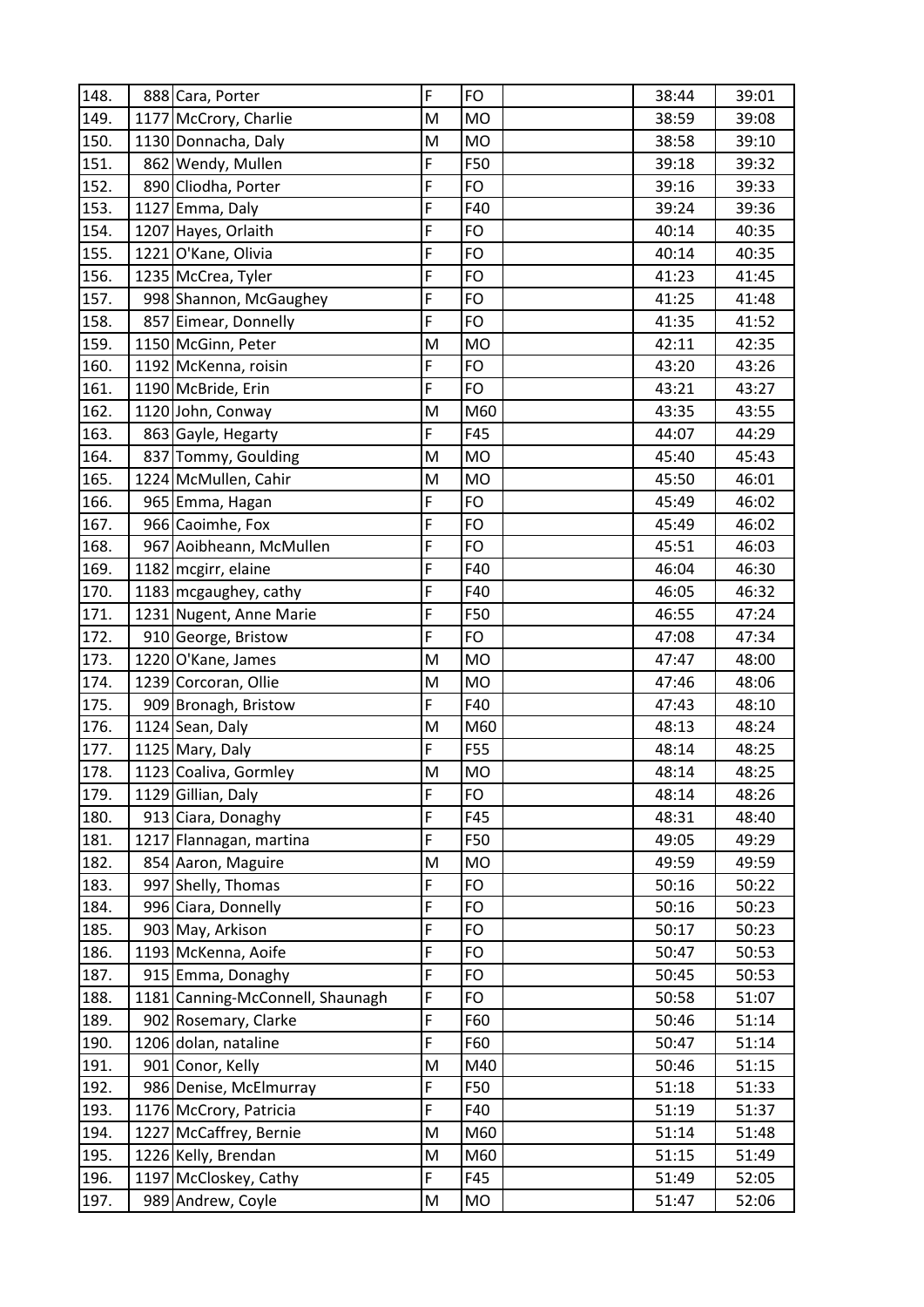| | | | | | | | |
|---|---|---|---|---|---|---|---|
| 148. | 888 | Cara, Porter | F | FO | | 38:44 | 39:01 |
| 149. | 1177 | McCrory, Charlie | M | MO | | 38:59 | 39:08 |
| 150. | 1130 | Donnacha, Daly | M | MO | | 38:58 | 39:10 |
| 151. | 862 | Wendy, Mullen | F | F50 | | 39:18 | 39:32 |
| 152. | 890 | Cliodha, Porter | F | FO | | 39:16 | 39:33 |
| 153. | 1127 | Emma, Daly | F | F40 | | 39:24 | 39:36 |
| 154. | 1207 | Hayes, Orlaith | F | FO | | 40:14 | 40:35 |
| 155. | 1221 | O'Kane, Olivia | F | FO | | 40:14 | 40:35 |
| 156. | 1235 | McCrea, Tyler | F | FO | | 41:23 | 41:45 |
| 157. | 998 | Shannon, McGaughey | F | FO | | 41:25 | 41:48 |
| 158. | 857 | Eimear, Donnelly | F | FO | | 41:35 | 41:52 |
| 159. | 1150 | McGinn, Peter | M | MO | | 42:11 | 42:35 |
| 160. | 1192 | McKenna, roisin | F | FO | | 43:20 | 43:26 |
| 161. | 1190 | McBride, Erin | F | FO | | 43:21 | 43:27 |
| 162. | 1120 | John, Conway | M | M60 | | 43:35 | 43:55 |
| 163. | 863 | Gayle, Hegarty | F | F45 | | 44:07 | 44:29 |
| 164. | 837 | Tommy, Goulding | M | MO | | 45:40 | 45:43 |
| 165. | 1224 | McMullen, Cahir | M | MO | | 45:50 | 46:01 |
| 166. | 965 | Emma, Hagan | F | FO | | 45:49 | 46:02 |
| 167. | 966 | Caoimhe, Fox | F | FO | | 45:49 | 46:02 |
| 168. | 967 | Aoibheann, McMullen | F | FO | | 45:51 | 46:03 |
| 169. | 1182 | mcgirr, elaine | F | F40 | | 46:04 | 46:30 |
| 170. | 1183 | mcgaughey, cathy | F | F40 | | 46:05 | 46:32 |
| 171. | 1231 | Nugent, Anne Marie | F | F50 | | 46:55 | 47:24 |
| 172. | 910 | George, Bristow | F | FO | | 47:08 | 47:34 |
| 173. | 1220 | O'Kane, James | M | MO | | 47:47 | 48:00 |
| 174. | 1239 | Corcoran, Ollie | M | MO | | 47:46 | 48:06 |
| 175. | 909 | Bronagh, Bristow | F | F40 | | 47:43 | 48:10 |
| 176. | 1124 | Sean, Daly | M | M60 | | 48:13 | 48:24 |
| 177. | 1125 | Mary, Daly | F | F55 | | 48:14 | 48:25 |
| 178. | 1123 | Coaliva, Gormley | M | MO | | 48:14 | 48:25 |
| 179. | 1129 | Gillian, Daly | F | FO | | 48:14 | 48:26 |
| 180. | 913 | Ciara, Donaghy | F | F45 | | 48:31 | 48:40 |
| 181. | 1217 | Flannagan, martina | F | F50 | | 49:05 | 49:29 |
| 182. | 854 | Aaron, Maguire | M | MO | | 49:59 | 49:59 |
| 183. | 997 | Shelly, Thomas | F | FO | | 50:16 | 50:22 |
| 184. | 996 | Ciara, Donnelly | F | FO | | 50:16 | 50:23 |
| 185. | 903 | May, Arkison | F | FO | | 50:17 | 50:23 |
| 186. | 1193 | McKenna, Aoife | F | FO | | 50:47 | 50:53 |
| 187. | 915 | Emma, Donaghy | F | FO | | 50:45 | 50:53 |
| 188. | 1181 | Canning-McConnell, Shaunagh | F | FO | | 50:58 | 51:07 |
| 189. | 902 | Rosemary, Clarke | F | F60 | | 50:46 | 51:14 |
| 190. | 1206 | dolan, nataline | F | F60 | | 50:47 | 51:14 |
| 191. | 901 | Conor, Kelly | M | M40 | | 50:46 | 51:15 |
| 192. | 986 | Denise, McElmurray | F | F50 | | 51:18 | 51:33 |
| 193. | 1176 | McCrory, Patricia | F | F40 | | 51:19 | 51:37 |
| 194. | 1227 | McCaffrey, Bernie | M | M60 | | 51:14 | 51:48 |
| 195. | 1226 | Kelly, Brendan | M | M60 | | 51:15 | 51:49 |
| 196. | 1197 | McCloskey, Cathy | F | F45 | | 51:49 | 52:05 |
| 197. | 989 | Andrew, Coyle | M | MO | | 51:47 | 52:06 |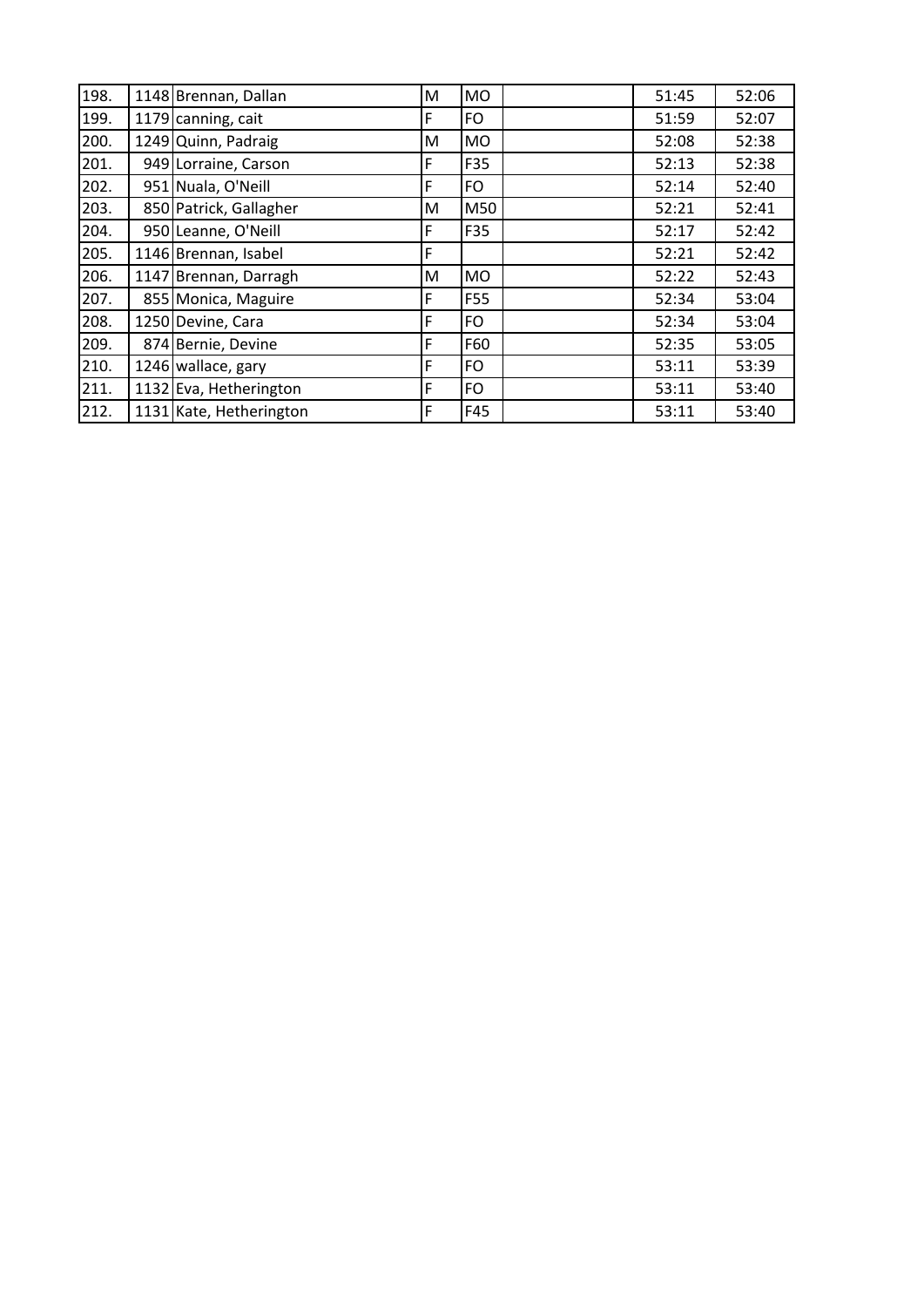| | | | | | | | |
|---|---|---|---|---|---|---|---|
| 198. | 1148 | Brennan, Dallan | M | MO | | 51:45 | 52:06 |
| 199. | 1179 | canning, cait | F | FO | | 51:59 | 52:07 |
| 200. | 1249 | Quinn, Padraig | M | MO | | 52:08 | 52:38 |
| 201. | 949 | Lorraine, Carson | F | F35 | | 52:13 | 52:38 |
| 202. | 951 | Nuala, O'Neill | F | FO | | 52:14 | 52:40 |
| 203. | 850 | Patrick, Gallagher | M | M50 | | 52:21 | 52:41 |
| 204. | 950 | Leanne, O'Neill | F | F35 | | 52:17 | 52:42 |
| 205. | 1146 | Brennan, Isabel | F | | | 52:21 | 52:42 |
| 206. | 1147 | Brennan, Darragh | M | MO | | 52:22 | 52:43 |
| 207. | 855 | Monica, Maguire | F | F55 | | 52:34 | 53:04 |
| 208. | 1250 | Devine, Cara | F | FO | | 52:34 | 53:04 |
| 209. | 874 | Bernie, Devine | F | F60 | | 52:35 | 53:05 |
| 210. | 1246 | wallace, gary | F | FO | | 53:11 | 53:39 |
| 211. | 1132 | Eva, Hetherington | F | FO | | 53:11 | 53:40 |
| 212. | 1131 | Kate, Hetherington | F | F45 | | 53:11 | 53:40 |